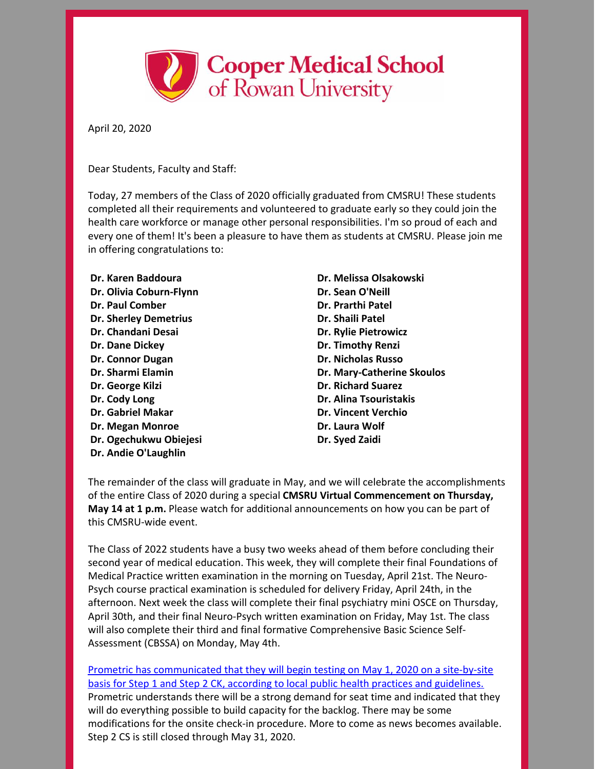# Cooper Medical School of Rowan University

April 20, 2020

Dear Students, Faculty and Staff:

Today, 27 members of the Class of 2020 officially graduated from CMSRU! These students completed all their requirements and volunteered to graduate early so they could join the health care workforce or manage other personal responsibilities. I'm so proud of each and every one of them! It's been a pleasure to have them as students at CMSRU. Please join me in offering congratulations to:

**Dr. Karen Baddoura**
**Dr. Olivia Coburn-Flynn**
**Dr. Paul Comber**
**Dr. Sherley Demetrius**
**Dr. Chandani Desai**
**Dr. Dane Dickey**
**Dr. Connor Dugan**
**Dr. Sharmi Elamin**
**Dr. George Kilzi**
**Dr. Cody Long**
**Dr. Gabriel Makar**
**Dr. Megan Monroe**
**Dr. Ogechukwu Obiejesi**
**Dr. Andie O'Laughlin**
**Dr. Melissa Olsakowski**
**Dr. Sean O'Neill**
**Dr. Prarthi Patel**
**Dr. Shaili Patel**
**Dr. Rylie Pietrowicz**
**Dr. Timothy Renzi**
**Dr. Nicholas Russo**
**Dr. Mary-Catherine Skoulos**
**Dr. Richard Suarez**
**Dr. Alina Tsouristakis**
**Dr. Vincent Verchio**
**Dr. Laura Wolf**
**Dr. Syed Zaidi**

The remainder of the class will graduate in May, and we will celebrate the accomplishments of the entire Class of 2020 during a special **CMSRU Virtual Commencement on Thursday, May 14 at 1 p.m.** Please watch for additional announcements on how you can be part of this CMSRU-wide event.

The Class of 2022 students have a busy two weeks ahead of them before concluding their second year of medical education. This week, they will complete their final Foundations of Medical Practice written examination in the morning on Tuesday, April 21st. The Neuro-Psych course practical examination is scheduled for delivery Friday, April 24th, in the afternoon. Next week the class will complete their final psychiatry mini OSCE on Thursday, April 30th, and their final Neuro-Psych written examination on Friday, May 1st. The class will also complete their third and final formative Comprehensive Basic Science Self-Assessment (CBSSA) on Monday, May 4th.

Prometric has communicated that they will begin testing on May 1, 2020 on a site-by-site basis for Step 1 and Step 2 CK, according to local public health practices and guidelines. Prometric understands there will be a strong demand for seat time and indicated that they will do everything possible to build capacity for the backlog. There may be some modifications for the onsite check-in procedure. More to come as news becomes available. Step 2 CS is still closed through May 31, 2020.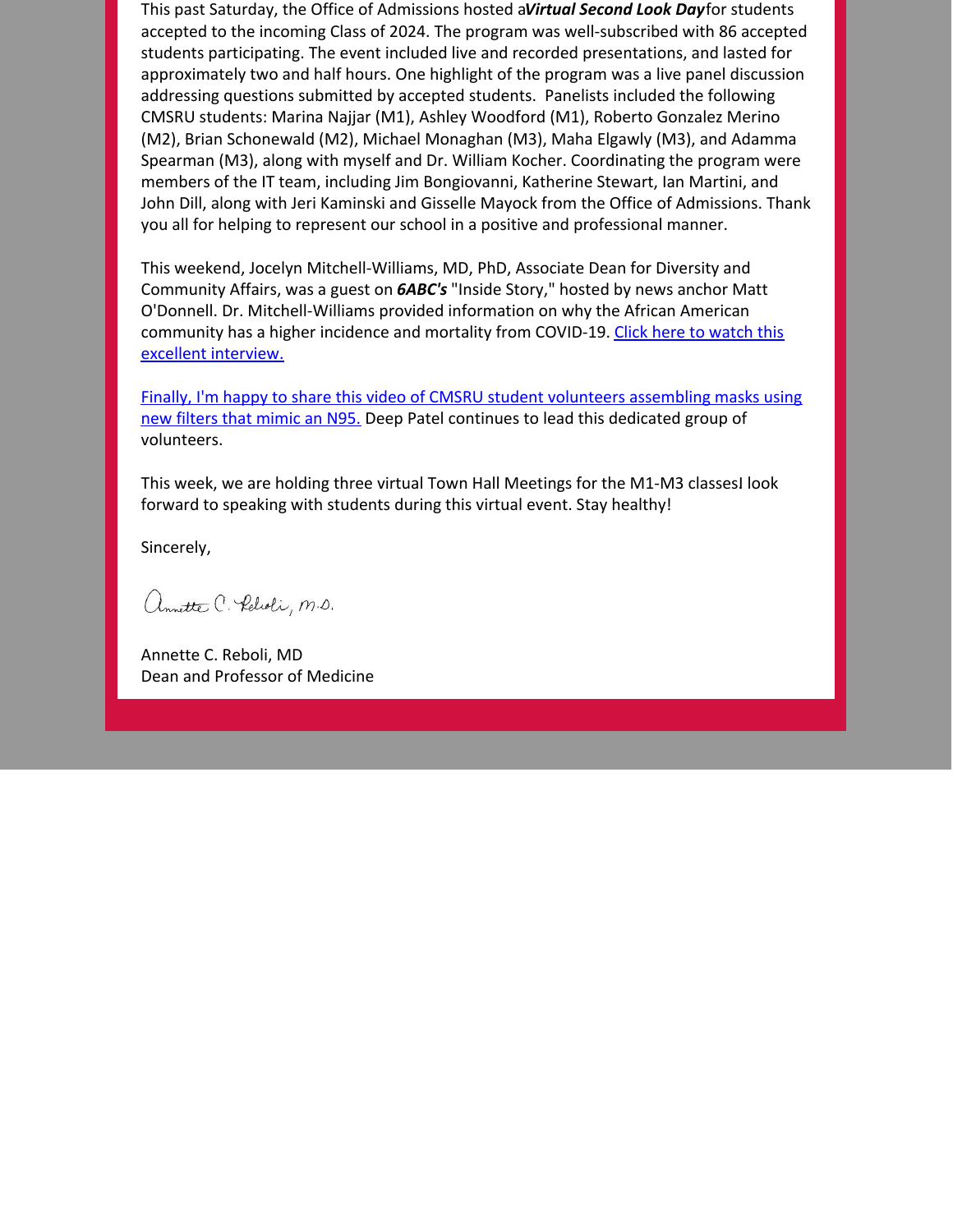This past Saturday, the Office of Admissions hosted a ***Virtual Second Look Day*** for students accepted to the incoming Class of 2024. The program was well-subscribed with 86 accepted students participating. The event included live and recorded presentations, and lasted for approximately two and half hours. One highlight of the program was a live panel discussion addressing questions submitted by accepted students. Panelists included the following CMSRU students: Marina Najjar (M1), Ashley Woodford (M1), Roberto Gonzalez Merino (M2), Brian Schonewald (M2), Michael Monaghan (M3), Maha Elgawly (M3), and Adamma Spearman (M3), along with myself and Dr. William Kocher. Coordinating the program were members of the IT team, including Jim Bongiovanni, Katherine Stewart, Ian Martini, and John Dill, along with Jeri Kaminski and Gisselle Mayock from the Office of Admissions. Thank you all for helping to represent our school in a positive and professional manner.

This weekend, Jocelyn Mitchell-Williams, MD, PhD, Associate Dean for Diversity and Community Affairs, was a guest on ***6ABC's*** "Inside Story," hosted by news anchor Matt O'Donnell. Dr. Mitchell-Williams provided information on why the African American community has a higher incidence and mortality from COVID-19. Click here to watch this excellent interview.

Finally, I'm happy to share this video of CMSRU student volunteers assembling masks using new filters that mimic an N95. Deep Patel continues to lead this dedicated group of volunteers.

This week, we are holding three virtual Town Hall Meetings for the M1-M3 classesI look forward to speaking with students during this virtual event. Stay healthy!

Sincerely,

Annette C. Reboli, M.D.

Annette C. Reboli, MD
Dean and Professor of Medicine